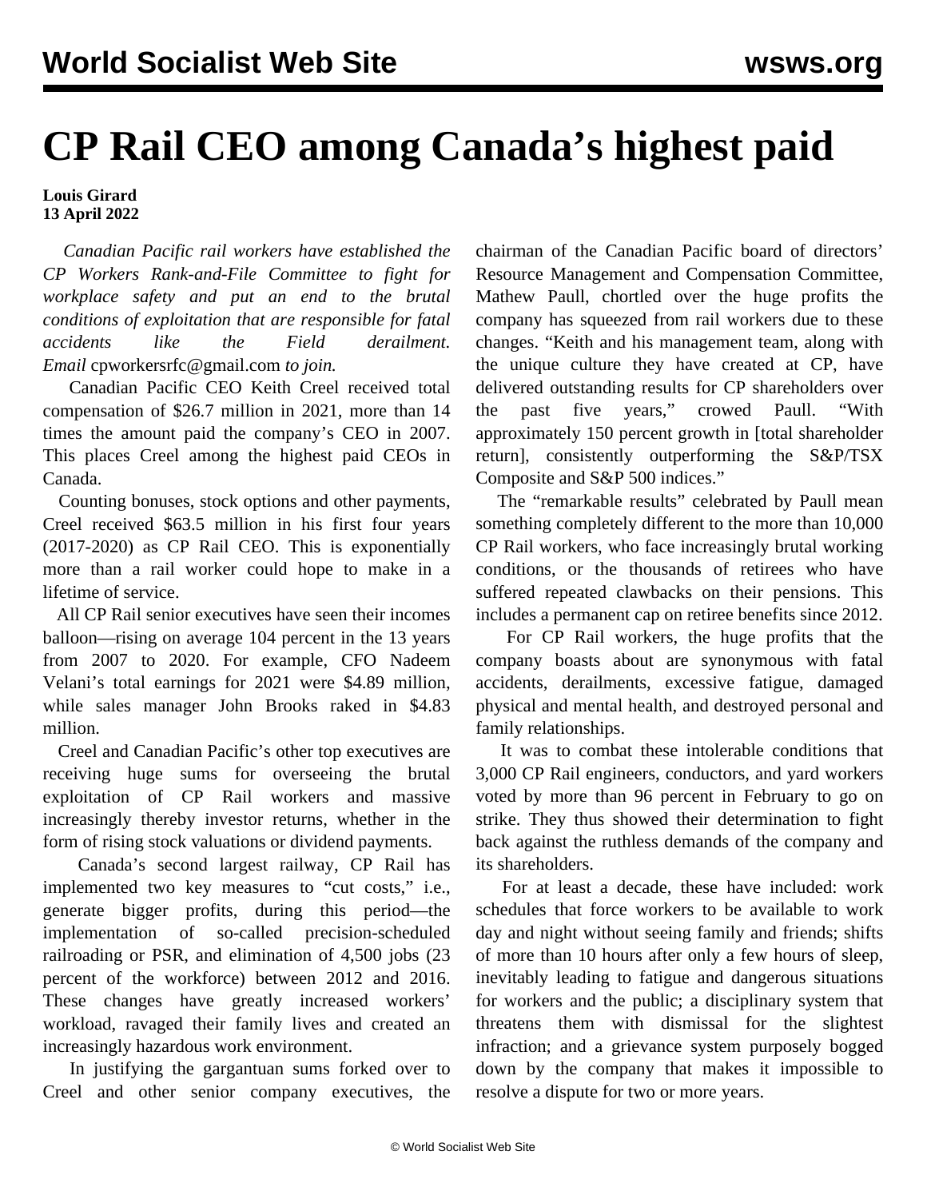# CP Rail CEO among Canada's highest paid

**Louis Girard**
**13 April 2022**

*Canadian Pacific rail workers have established the CP Workers Rank-and-File Committee to fight for workplace safety and put an end to the brutal conditions of exploitation that are responsible for fatal accidents like the Field derailment. Email* cpworkersrfc@gmail.com *to join.*

Canadian Pacific CEO Keith Creel received total compensation of $26.7 million in 2021, more than 14 times the amount paid the company's CEO in 2007. This places Creel among the highest paid CEOs in Canada.

Counting bonuses, stock options and other payments, Creel received $63.5 million in his first four years (2017-2020) as CP Rail CEO. This is exponentially more than a rail worker could hope to make in a lifetime of service.

All CP Rail senior executives have seen their incomes balloon—rising on average 104 percent in the 13 years from 2007 to 2020. For example, CFO Nadeem Velani's total earnings for 2021 were $4.89 million, while sales manager John Brooks raked in $4.83 million.

Creel and Canadian Pacific's other top executives are receiving huge sums for overseeing the brutal exploitation of CP Rail workers and massive increasingly thereby investor returns, whether in the form of rising stock valuations or dividend payments.

Canada's second largest railway, CP Rail has implemented two key measures to "cut costs," i.e., generate bigger profits, during this period—the implementation of so-called precision-scheduled railroading or PSR, and elimination of 4,500 jobs (23 percent of the workforce) between 2012 and 2016. These changes have greatly increased workers' workload, ravaged their family lives and created an increasingly hazardous work environment.

In justifying the gargantuan sums forked over to Creel and other senior company executives, the chairman of the Canadian Pacific board of directors' Resource Management and Compensation Committee, Mathew Paull, chortled over the huge profits the company has squeezed from rail workers due to these changes. "Keith and his management team, along with the unique culture they have created at CP, have delivered outstanding results for CP shareholders over the past five years," crowed Paull. "With approximately 150 percent growth in [total shareholder return], consistently outperforming the S&P/TSX Composite and S&P 500 indices."

The "remarkable results" celebrated by Paull mean something completely different to the more than 10,000 CP Rail workers, who face increasingly brutal working conditions, or the thousands of retirees who have suffered repeated clawbacks on their pensions. This includes a permanent cap on retiree benefits since 2012.

For CP Rail workers, the huge profits that the company boasts about are synonymous with fatal accidents, derailments, excessive fatigue, damaged physical and mental health, and destroyed personal and family relationships.

It was to combat these intolerable conditions that 3,000 CP Rail engineers, conductors, and yard workers voted by more than 96 percent in February to go on strike. They thus showed their determination to fight back against the ruthless demands of the company and its shareholders.

For at least a decade, these have included: work schedules that force workers to be available to work day and night without seeing family and friends; shifts of more than 10 hours after only a few hours of sleep, inevitably leading to fatigue and dangerous situations for workers and the public; a disciplinary system that threatens them with dismissal for the slightest infraction; and a grievance system purposely bogged down by the company that makes it impossible to resolve a dispute for two or more years.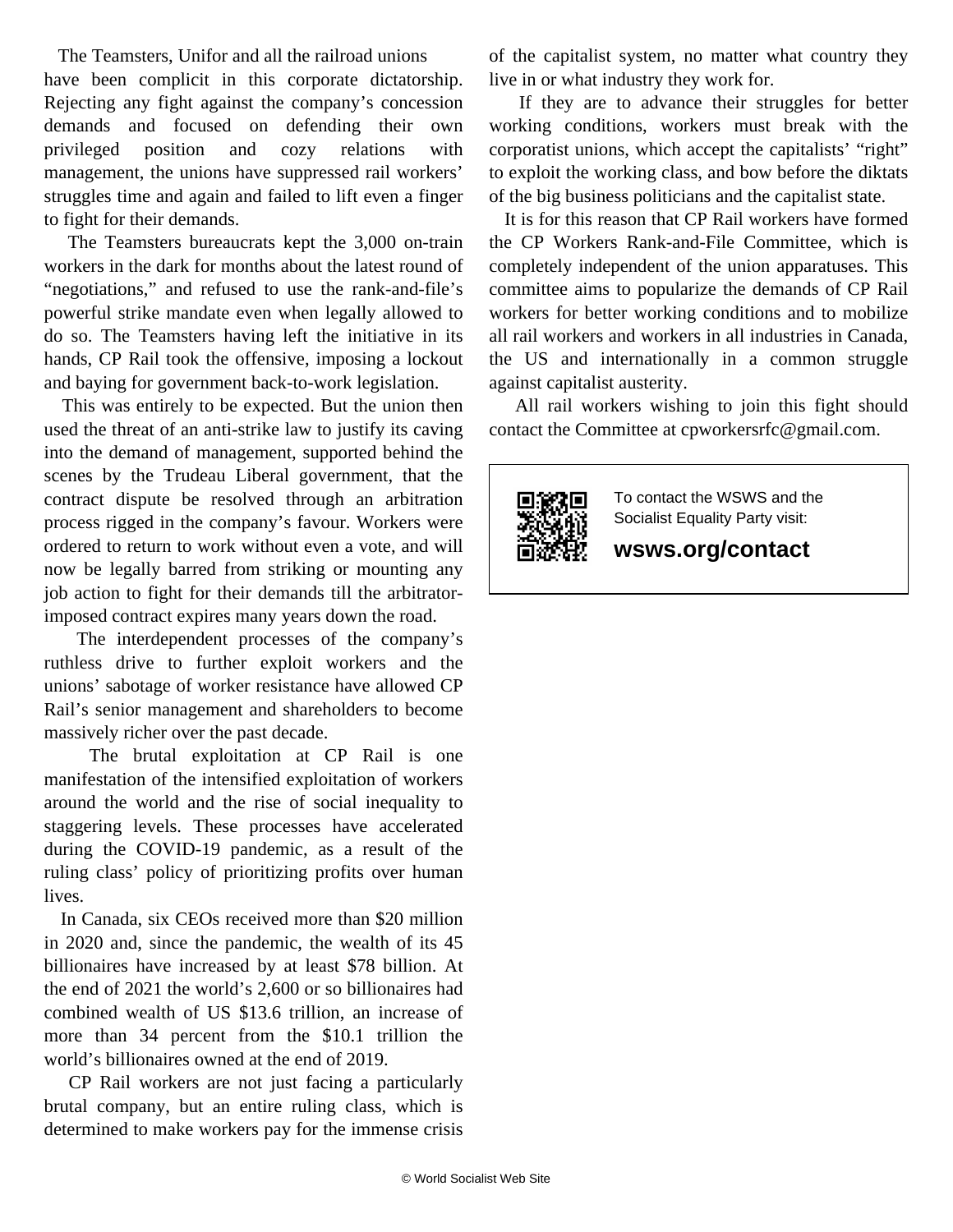The Teamsters, Unifor and all the railroad unions have been complicit in this corporate dictatorship. Rejecting any fight against the company's concession demands and focused on defending their own privileged position and cozy relations with management, the unions have suppressed rail workers' struggles time and again and failed to lift even a finger to fight for their demands.

The Teamsters bureaucrats kept the 3,000 on-train workers in the dark for months about the latest round of "negotiations," and refused to use the rank-and-file's powerful strike mandate even when legally allowed to do so. The Teamsters having left the initiative in its hands, CP Rail took the offensive, imposing a lockout and baying for government back-to-work legislation.

This was entirely to be expected. But the union then used the threat of an anti-strike law to justify its caving into the demand of management, supported behind the scenes by the Trudeau Liberal government, that the contract dispute be resolved through an arbitration process rigged in the company's favour. Workers were ordered to return to work without even a vote, and will now be legally barred from striking or mounting any job action to fight for their demands till the arbitrator-imposed contract expires many years down the road.

The interdependent processes of the company's ruthless drive to further exploit workers and the unions' sabotage of worker resistance have allowed CP Rail's senior management and shareholders to become massively richer over the past decade.

The brutal exploitation at CP Rail is one manifestation of the intensified exploitation of workers around the world and the rise of social inequality to staggering levels. These processes have accelerated during the COVID-19 pandemic, as a result of the ruling class' policy of prioritizing profits over human lives.

In Canada, six CEOs received more than $20 million in 2020 and, since the pandemic, the wealth of its 45 billionaires have increased by at least $78 billion. At the end of 2021 the world's 2,600 or so billionaires had combined wealth of US $13.6 trillion, an increase of more than 34 percent from the $10.1 trillion the world's billionaires owned at the end of 2019.

CP Rail workers are not just facing a particularly brutal company, but an entire ruling class, which is determined to make workers pay for the immense crisis of the capitalist system, no matter what country they live in or what industry they work for.

If they are to advance their struggles for better working conditions, workers must break with the corporatist unions, which accept the capitalists' "right" to exploit the working class, and bow before the diktats of the big business politicians and the capitalist state.

It is for this reason that CP Rail workers have formed the CP Workers Rank-and-File Committee, which is completely independent of the union apparatuses. This committee aims to popularize the demands of CP Rail workers for better working conditions and to mobilize all rail workers and workers in all industries in Canada, the US and internationally in a common struggle against capitalist austerity.

All rail workers wishing to join this fight should contact the Committee at cpworkersrfc@gmail.com.

To contact the WSWS and the Socialist Equality Party visit:

**wsws.org/contact**